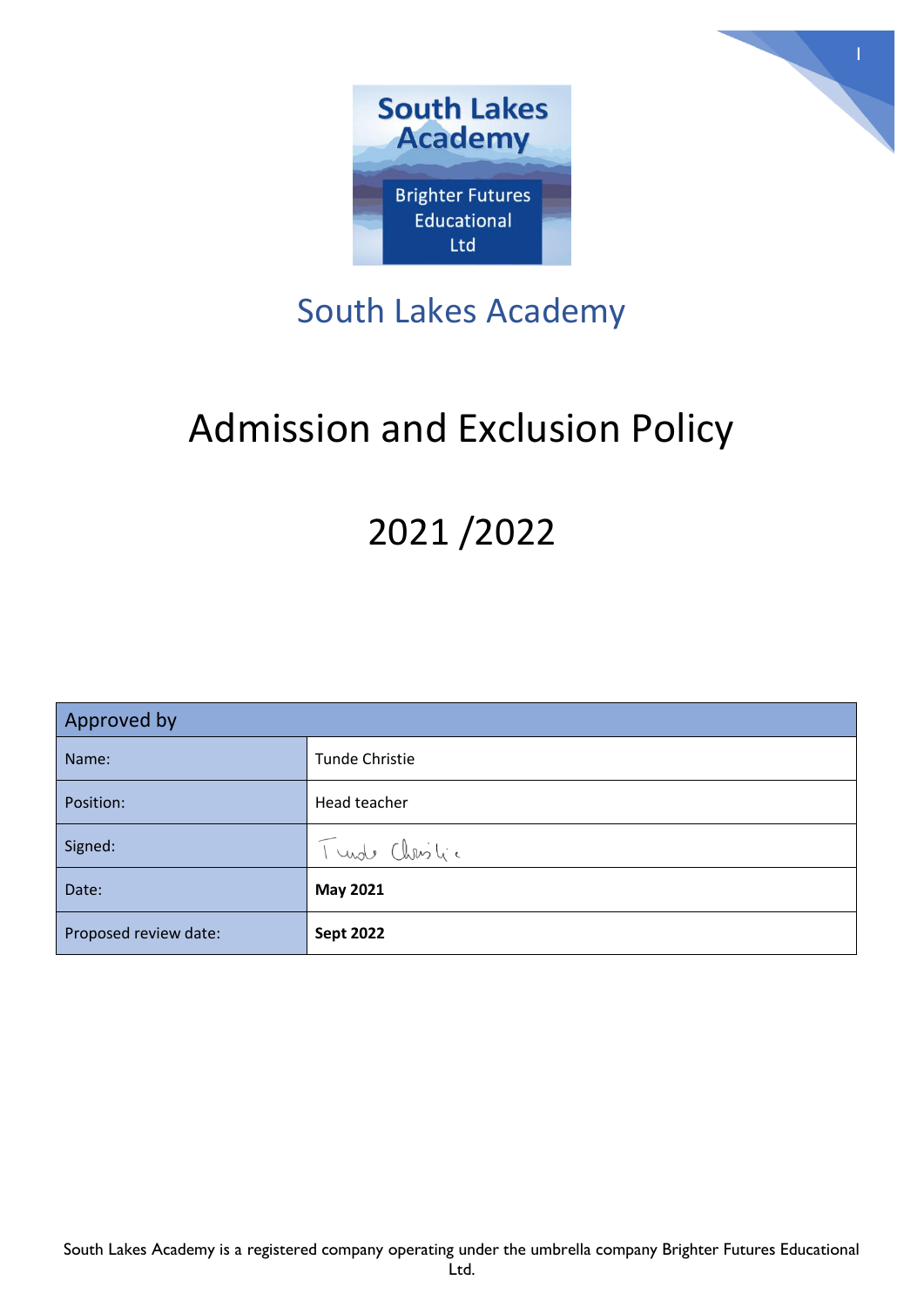South Lakes Academy

Brighter Futures Educational Ltd

# South Lakes Academy

# Admission and Exclusion Policy

# 2021 /2022

| Approved by | |
|---|---|
| Name: | Tunde Christie |
| Position: | Head teacher |
| Signed: | Tunde Christie |
| Date: | **May 2021** |
| Proposed review date: | **Sept 2022** |

South Lakes Academy is a registered company operating under the umbrella company Brighter Futures Educational Ltd.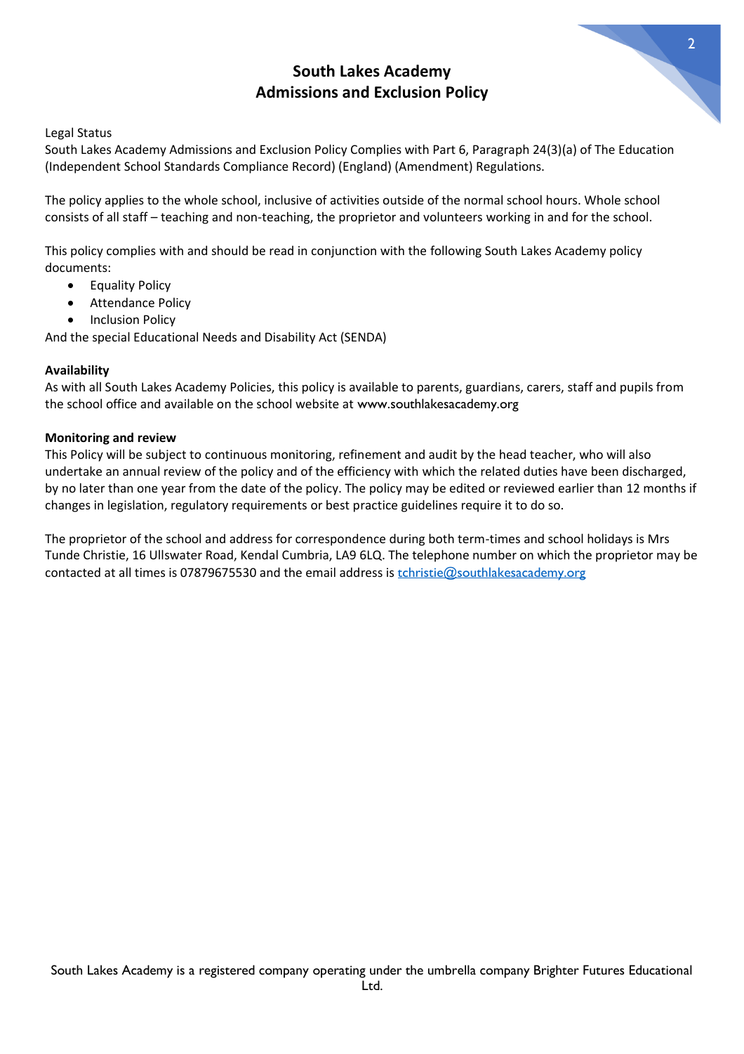# South Lakes Academy
# Admissions and Exclusion Policy

Legal Status
South Lakes Academy Admissions and Exclusion Policy Complies with Part 6, Paragraph 24(3)(a) of The Education (Independent School Standards Compliance Record) (England) (Amendment) Regulations.

The policy applies to the whole school, inclusive of activities outside of the normal school hours. Whole school consists of all staff – teaching and non-teaching, the proprietor and volunteers working in and for the school.

This policy complies with and should be read in conjunction with the following South Lakes Academy policy documents:

- Equality Policy
- Attendance Policy
- Inclusion Policy

And the special Educational Needs and Disability Act (SENDA)

**Availability**
As with all South Lakes Academy Policies, this policy is available to parents, guardians, carers, staff and pupils from the school office and available on the school website at www.southlakesacademy.org

**Monitoring and review**
This Policy will be subject to continuous monitoring, refinement and audit by the head teacher, who will also undertake an annual review of the policy and of the efficiency with which the related duties have been discharged, by no later than one year from the date of the policy. The policy may be edited or reviewed earlier than 12 months if changes in legislation, regulatory requirements or best practice guidelines require it to do so.

The proprietor of the school and address for correspondence during both term-times and school holidays is Mrs Tunde Christie, 16 Ullswater Road, Kendal Cumbria, LA9 6LQ. The telephone number on which the proprietor may be contacted at all times is 07879675530 and the email address is tchristie@southlakesacademy.org

South Lakes Academy is a registered company operating under the umbrella company Brighter Futures Educational Ltd.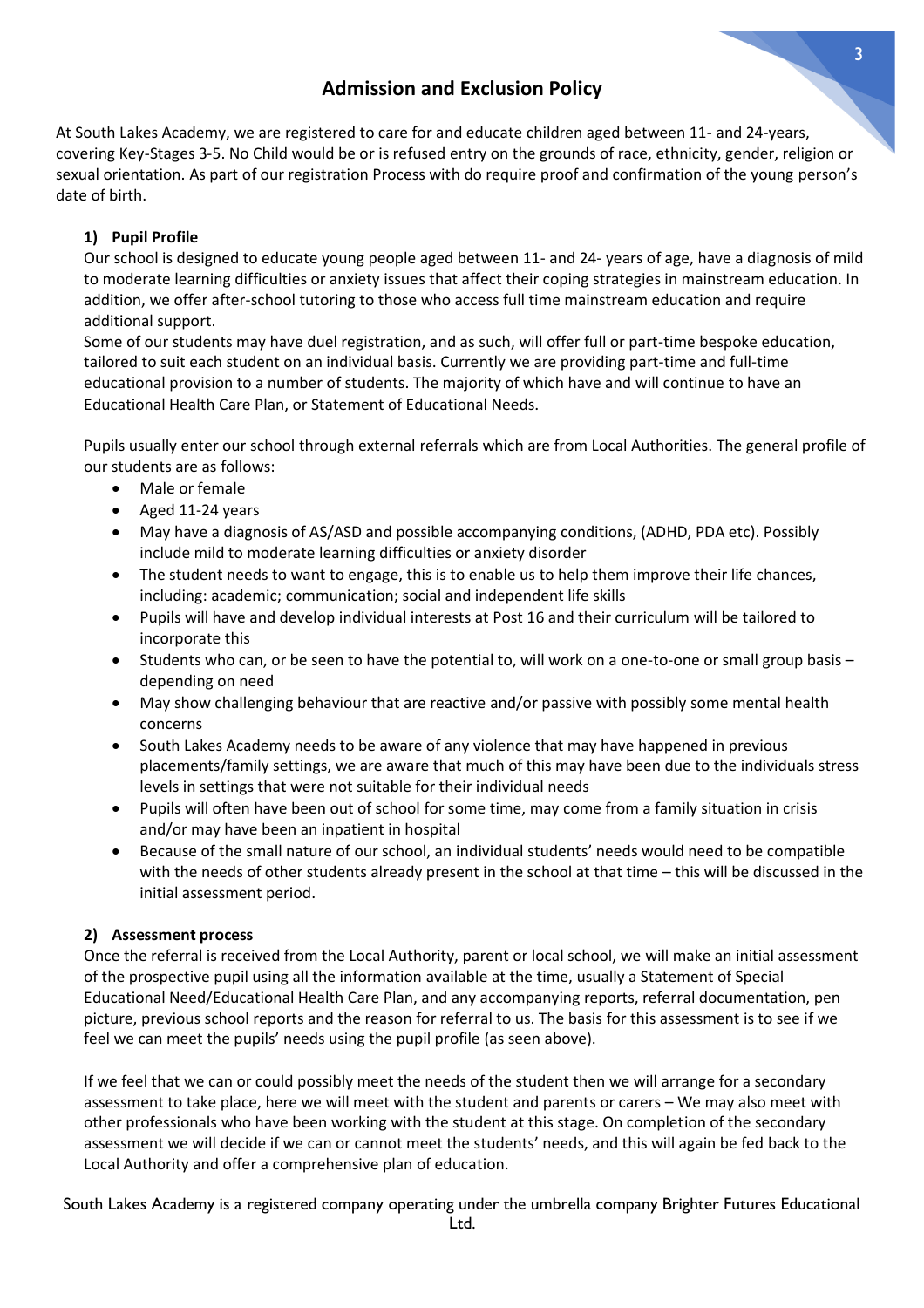# Admission and Exclusion Policy

At South Lakes Academy, we are registered to care for and educate children aged between 11- and 24-years, covering Key-Stages 3-5. No Child would be or is refused entry on the grounds of race, ethnicity, gender, religion or sexual orientation. As part of our registration Process with do require proof and confirmation of the young person's date of birth.

## 1) Pupil Profile

Our school is designed to educate young people aged between 11- and 24- years of age, have a diagnosis of mild to moderate learning difficulties or anxiety issues that affect their coping strategies in mainstream education. In addition, we offer after-school tutoring to those who access full time mainstream education and require additional support.

Some of our students may have duel registration, and as such, will offer full or part-time bespoke education, tailored to suit each student on an individual basis. Currently we are providing part-time and full-time educational provision to a number of students. The majority of which have and will continue to have an Educational Health Care Plan, or Statement of Educational Needs.

Pupils usually enter our school through external referrals which are from Local Authorities. The general profile of our students are as follows:

- Male or female
- Aged 11-24 years
- May have a diagnosis of AS/ASD and possible accompanying conditions, (ADHD, PDA etc). Possibly include mild to moderate learning difficulties or anxiety disorder
- The student needs to want to engage, this is to enable us to help them improve their life chances, including: academic; communication; social and independent life skills
- Pupils will have and develop individual interests at Post 16 and their curriculum will be tailored to incorporate this
- Students who can, or be seen to have the potential to, will work on a one-to-one or small group basis – depending on need
- May show challenging behaviour that are reactive and/or passive with possibly some mental health concerns
- South Lakes Academy needs to be aware of any violence that may have happened in previous placements/family settings, we are aware that much of this may have been due to the individuals stress levels in settings that were not suitable for their individual needs
- Pupils will often have been out of school for some time, may come from a family situation in crisis and/or may have been an inpatient in hospital
- Because of the small nature of our school, an individual students' needs would need to be compatible with the needs of other students already present in the school at that time – this will be discussed in the initial assessment period.

## 2) Assessment process

Once the referral is received from the Local Authority, parent or local school, we will make an initial assessment of the prospective pupil using all the information available at the time, usually a Statement of Special Educational Need/Educational Health Care Plan, and any accompanying reports, referral documentation, pen picture, previous school reports and the reason for referral to us. The basis for this assessment is to see if we feel we can meet the pupils' needs using the pupil profile (as seen above).

If we feel that we can or could possibly meet the needs of the student then we will arrange for a secondary assessment to take place, here we will meet with the student and parents or carers – We may also meet with other professionals who have been working with the student at this stage. On completion of the secondary assessment we will decide if we can or cannot meet the students' needs, and this will again be fed back to the Local Authority and offer a comprehensive plan of education.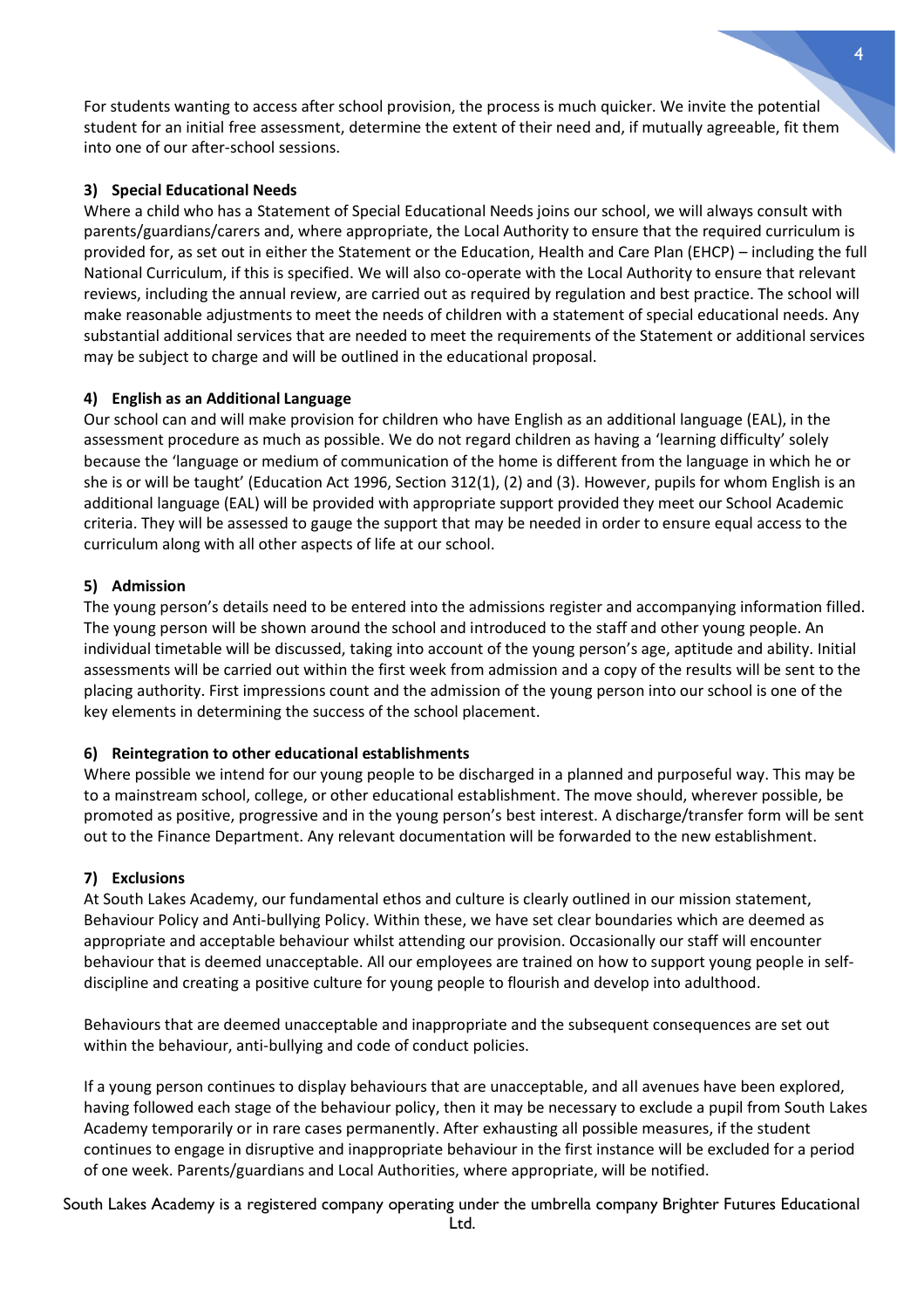For students wanting to access after school provision, the process is much quicker. We invite the potential student for an initial free assessment, determine the extent of their need and, if mutually agreeable, fit them into one of our after-school sessions.

### 3) Special Educational Needs

Where a child who has a Statement of Special Educational Needs joins our school, we will always consult with parents/guardians/carers and, where appropriate, the Local Authority to ensure that the required curriculum is provided for, as set out in either the Statement or the Education, Health and Care Plan (EHCP) – including the full National Curriculum, if this is specified. We will also co-operate with the Local Authority to ensure that relevant reviews, including the annual review, are carried out as required by regulation and best practice. The school will make reasonable adjustments to meet the needs of children with a statement of special educational needs. Any substantial additional services that are needed to meet the requirements of the Statement or additional services may be subject to charge and will be outlined in the educational proposal.

### 4) English as an Additional Language

Our school can and will make provision for children who have English as an additional language (EAL), in the assessment procedure as much as possible. We do not regard children as having a 'learning difficulty' solely because the 'language or medium of communication of the home is different from the language in which he or she is or will be taught' (Education Act 1996, Section 312(1), (2) and (3). However, pupils for whom English is an additional language (EAL) will be provided with appropriate support provided they meet our School Academic criteria. They will be assessed to gauge the support that may be needed in order to ensure equal access to the curriculum along with all other aspects of life at our school.

### 5) Admission

The young person's details need to be entered into the admissions register and accompanying information filled. The young person will be shown around the school and introduced to the staff and other young people. An individual timetable will be discussed, taking into account of the young person's age, aptitude and ability. Initial assessments will be carried out within the first week from admission and a copy of the results will be sent to the placing authority. First impressions count and the admission of the young person into our school is one of the key elements in determining the success of the school placement.

### 6) Reintegration to other educational establishments

Where possible we intend for our young people to be discharged in a planned and purposeful way. This may be to a mainstream school, college, or other educational establishment. The move should, wherever possible, be promoted as positive, progressive and in the young person's best interest. A discharge/transfer form will be sent out to the Finance Department. Any relevant documentation will be forwarded to the new establishment.

### 7) Exclusions

At South Lakes Academy, our fundamental ethos and culture is clearly outlined in our mission statement, Behaviour Policy and Anti-bullying Policy. Within these, we have set clear boundaries which are deemed as appropriate and acceptable behaviour whilst attending our provision. Occasionally our staff will encounter behaviour that is deemed unacceptable. All our employees are trained on how to support young people in self-discipline and creating a positive culture for young people to flourish and develop into adulthood.

Behaviours that are deemed unacceptable and inappropriate and the subsequent consequences are set out within the behaviour, anti-bullying and code of conduct policies.

If a young person continues to display behaviours that are unacceptable, and all avenues have been explored, having followed each stage of the behaviour policy, then it may be necessary to exclude a pupil from South Lakes Academy temporarily or in rare cases permanently. After exhausting all possible measures, if the student continues to engage in disruptive and inappropriate behaviour in the first instance will be excluded for a period of one week. Parents/guardians and Local Authorities, where appropriate, will be notified.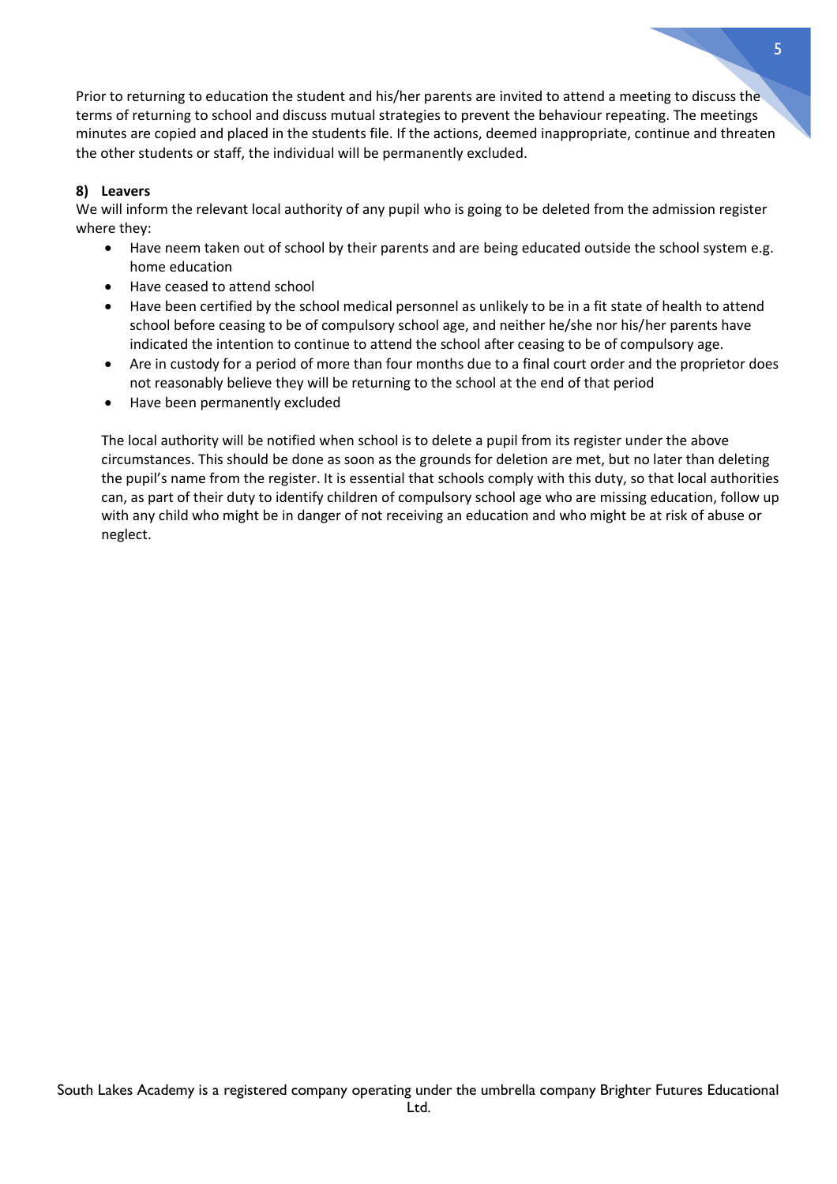Prior to returning to education the student and his/her parents are invited to attend a meeting to discuss the terms of returning to school and discuss mutual strategies to prevent the behaviour repeating. The meetings minutes are copied and placed in the students file. If the actions, deemed inappropriate, continue and threaten the other students or staff, the individual will be permanently excluded.

**8) Leavers**

We will inform the relevant local authority of any pupil who is going to be deleted from the admission register where they:

- Have neem taken out of school by their parents and are being educated outside the school system e.g. home education
- Have ceased to attend school
- Have been certified by the school medical personnel as unlikely to be in a fit state of health to attend school before ceasing to be of compulsory school age, and neither he/she nor his/her parents have indicated the intention to continue to attend the school after ceasing to be of compulsory age.
- Are in custody for a period of more than four months due to a final court order and the proprietor does not reasonably believe they will be returning to the school at the end of that period
- Have been permanently excluded

The local authority will be notified when school is to delete a pupil from its register under the above circumstances. This should be done as soon as the grounds for deletion are met, but no later than deleting the pupil's name from the register. It is essential that schools comply with this duty, so that local authorities can, as part of their duty to identify children of compulsory school age who are missing education, follow up with any child who might be in danger of not receiving an education and who might be at risk of abuse or neglect.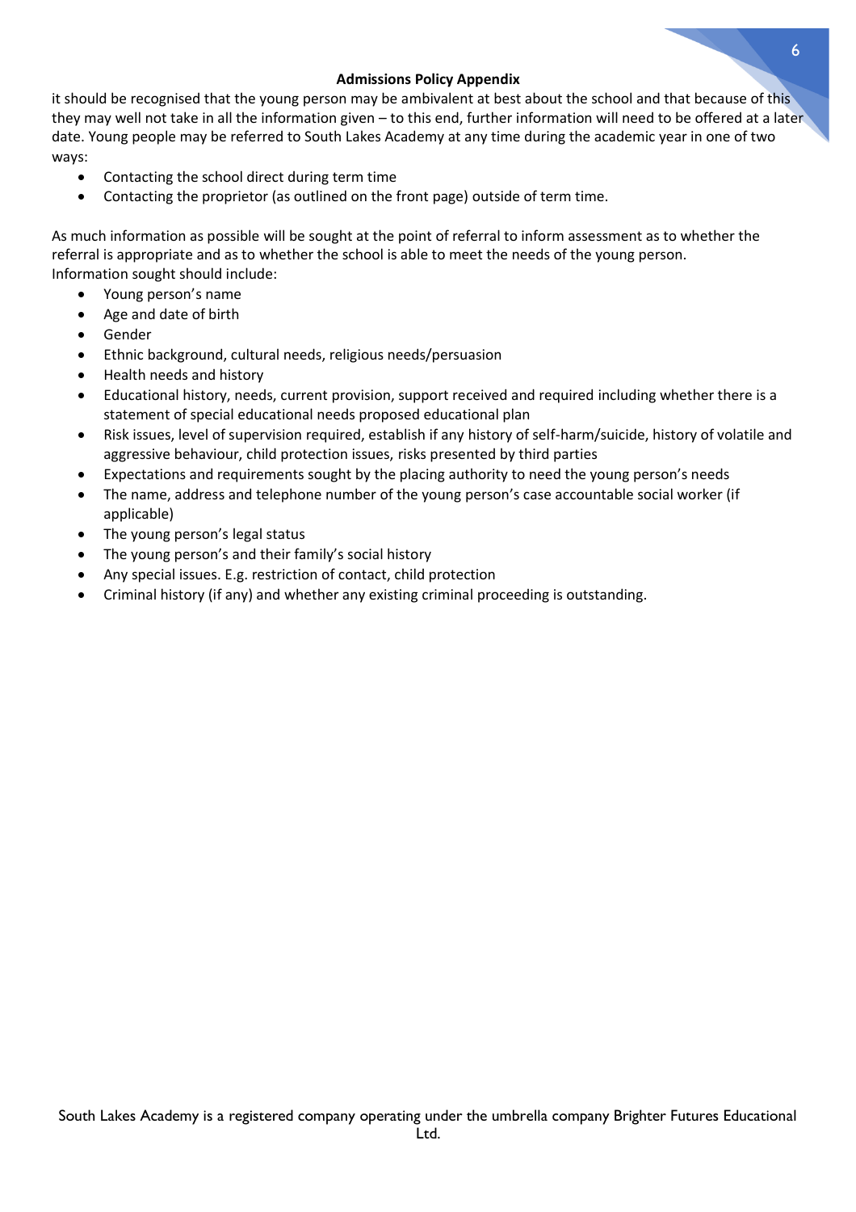**Admissions Policy Appendix**

it should be recognised that the young person may be ambivalent at best about the school and that because of this they may well not take in all the information given – to this end, further information will need to be offered at a later date. Young people may be referred to South Lakes Academy at any time during the academic year in one of two ways:

- Contacting the school direct during term time
- Contacting the proprietor (as outlined on the front page) outside of term time.

As much information as possible will be sought at the point of referral to inform assessment as to whether the referral is appropriate and as to whether the school is able to meet the needs of the young person. Information sought should include:

- Young person's name
- Age and date of birth
- Gender
- Ethnic background, cultural needs, religious needs/persuasion
- Health needs and history
- Educational history, needs, current provision, support received and required including whether there is a statement of special educational needs proposed educational plan
- Risk issues, level of supervision required, establish if any history of self-harm/suicide, history of volatile and aggressive behaviour, child protection issues, risks presented by third parties
- Expectations and requirements sought by the placing authority to need the young person's needs
- The name, address and telephone number of the young person's case accountable social worker (if applicable)
- The young person's legal status
- The young person's and their family's social history
- Any special issues. E.g. restriction of contact, child protection
- Criminal history (if any) and whether any existing criminal proceeding is outstanding.

South Lakes Academy is a registered company operating under the umbrella company Brighter Futures Educational Ltd.